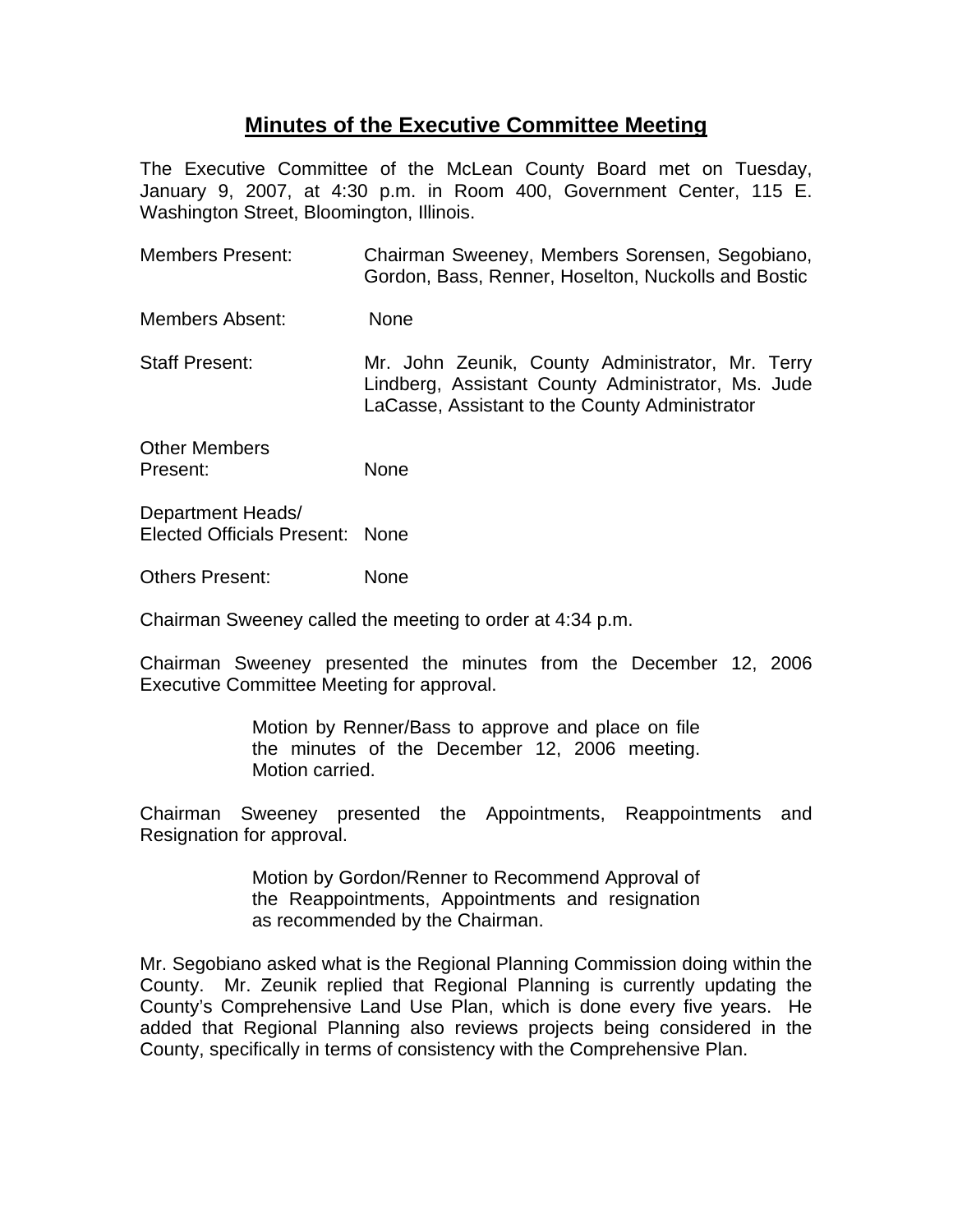# Minutes of the Executive Committee Meeting

The Executive Committee of the McLean County Board met on Tuesday, January 9, 2007, at 4:30 p.m. in Room 400, Government Center, 115 E. Washington Street, Bloomington, Illinois.

| | |
|---|---|
| Members Present: | Chairman Sweeney, Members Sorensen, Segobiano, Gordon, Bass, Renner, Hoselton, Nuckolls and Bostic |
| Members Absent: | None |
| Staff Present: | Mr. John Zeunik, County Administrator, Mr. Terry Lindberg, Assistant County Administrator, Ms. Jude LaCasse, Assistant to the County Administrator |
| Other Members Present: | None |
| Department Heads/ Elected Officials Present: | None |
| Others Present: | None |

Chairman Sweeney called the meeting to order at 4:34 p.m.

Chairman Sweeney presented the minutes from the December 12, 2006 Executive Committee Meeting for approval.

> Motion by Renner/Bass to approve and place on file the minutes of the December 12, 2006 meeting. Motion carried.

Chairman Sweeney presented the Appointments, Reappointments and Resignation for approval.

> Motion by Gordon/Renner to Recommend Approval of the Reappointments, Appointments and resignation as recommended by the Chairman.

Mr. Segobiano asked what is the Regional Planning Commission doing within the County. Mr. Zeunik replied that Regional Planning is currently updating the County's Comprehensive Land Use Plan, which is done every five years. He added that Regional Planning also reviews projects being considered in the County, specifically in terms of consistency with the Comprehensive Plan.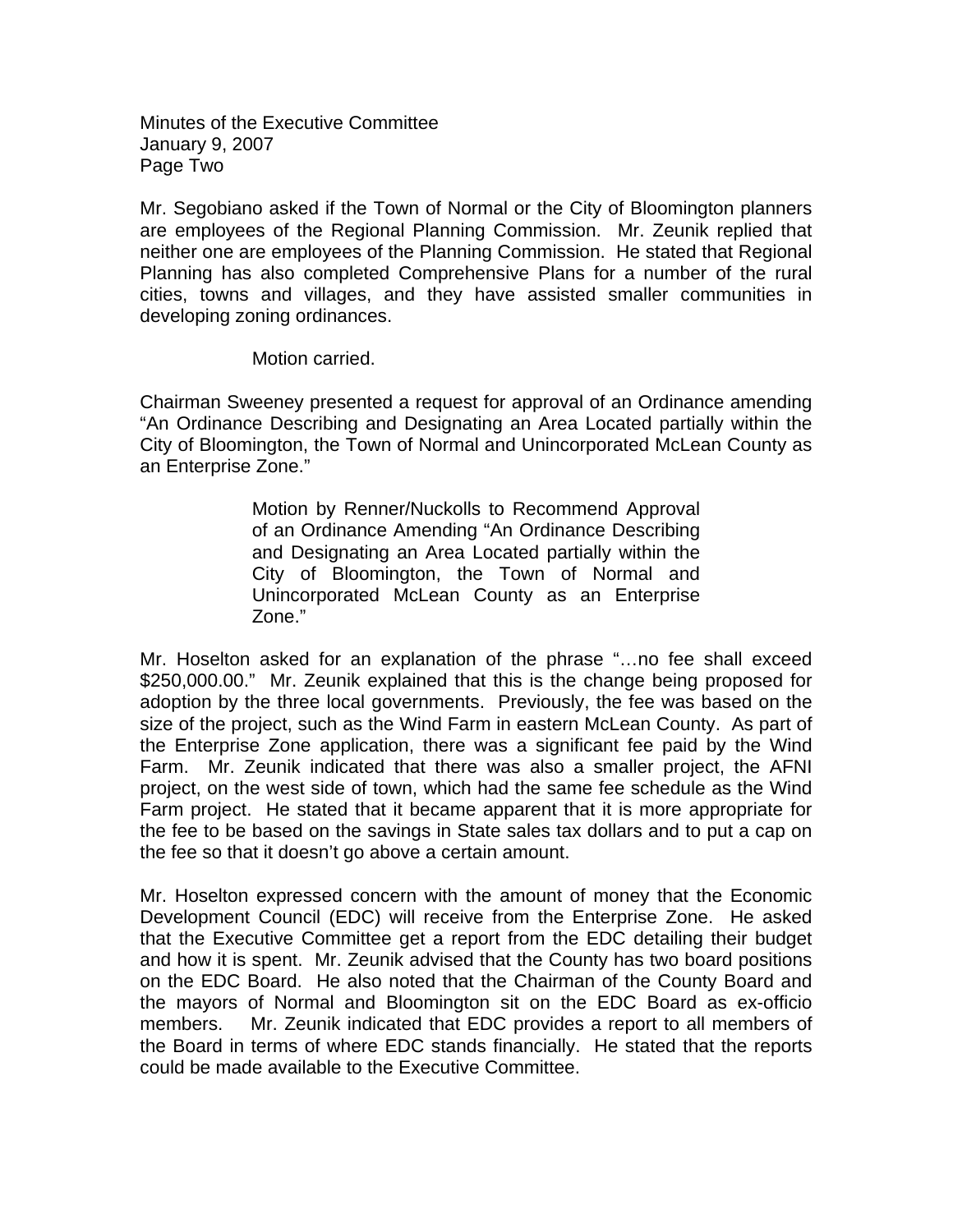Mr. Segobiano asked if the Town of Normal or the City of Bloomington planners are employees of the Regional Planning Commission. Mr. Zeunik replied that neither one are employees of the Planning Commission. He stated that Regional Planning has also completed Comprehensive Plans for a number of the rural cities, towns and villages, and they have assisted smaller communities in developing zoning ordinances.

Motion carried.

Chairman Sweeney presented a request for approval of an Ordinance amending "An Ordinance Describing and Designating an Area Located partially within the City of Bloomington, the Town of Normal and Unincorporated McLean County as an Enterprise Zone."

> Motion by Renner/Nuckolls to Recommend Approval of an Ordinance Amending "An Ordinance Describing and Designating an Area Located partially within the City of Bloomington, the Town of Normal and Unincorporated McLean County as an Enterprise Zone."

Mr. Hoselton asked for an explanation of the phrase "…no fee shall exceed $250,000.00." Mr. Zeunik explained that this is the change being proposed for adoption by the three local governments. Previously, the fee was based on the size of the project, such as the Wind Farm in eastern McLean County. As part of the Enterprise Zone application, there was a significant fee paid by the Wind Farm. Mr. Zeunik indicated that there was also a smaller project, the AFNI project, on the west side of town, which had the same fee schedule as the Wind Farm project. He stated that it became apparent that it is more appropriate for the fee to be based on the savings in State sales tax dollars and to put a cap on the fee so that it doesn't go above a certain amount.

Mr. Hoselton expressed concern with the amount of money that the Economic Development Council (EDC) will receive from the Enterprise Zone. He asked that the Executive Committee get a report from the EDC detailing their budget and how it is spent. Mr. Zeunik advised that the County has two board positions on the EDC Board. He also noted that the Chairman of the County Board and the mayors of Normal and Bloomington sit on the EDC Board as ex-officio members. Mr. Zeunik indicated that EDC provides a report to all members of the Board in terms of where EDC stands financially. He stated that the reports could be made available to the Executive Committee.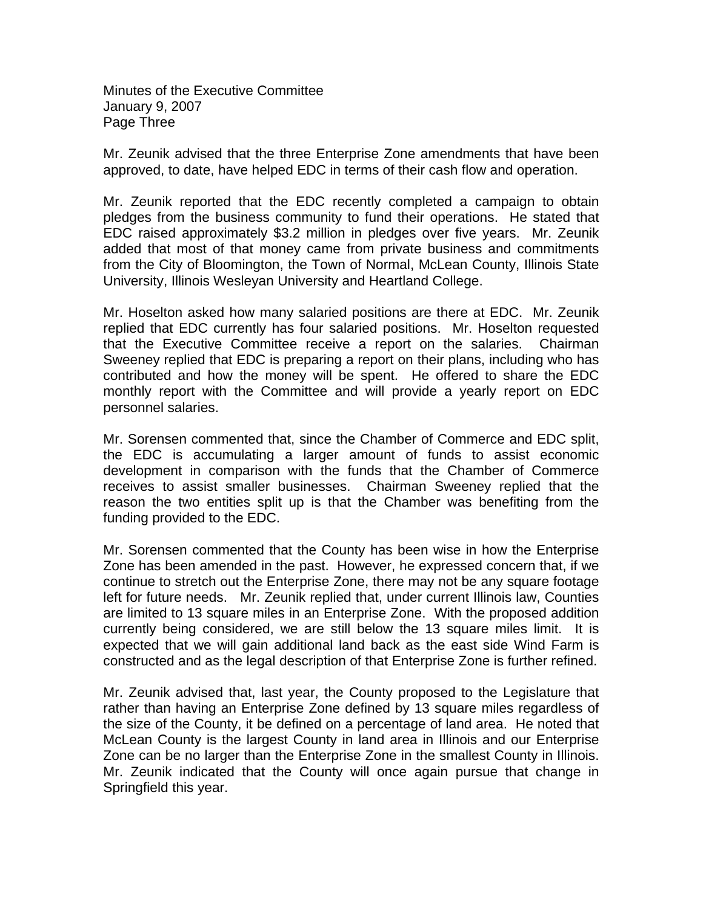Mr. Zeunik advised that the three Enterprise Zone amendments that have been approved, to date, have helped EDC in terms of their cash flow and operation.

Mr. Zeunik reported that the EDC recently completed a campaign to obtain pledges from the business community to fund their operations. He stated that EDC raised approximately $3.2 million in pledges over five years. Mr. Zeunik added that most of that money came from private business and commitments from the City of Bloomington, the Town of Normal, McLean County, Illinois State University, Illinois Wesleyan University and Heartland College.

Mr. Hoselton asked how many salaried positions are there at EDC. Mr. Zeunik replied that EDC currently has four salaried positions. Mr. Hoselton requested that the Executive Committee receive a report on the salaries. Chairman Sweeney replied that EDC is preparing a report on their plans, including who has contributed and how the money will be spent. He offered to share the EDC monthly report with the Committee and will provide a yearly report on EDC personnel salaries.

Mr. Sorensen commented that, since the Chamber of Commerce and EDC split, the EDC is accumulating a larger amount of funds to assist economic development in comparison with the funds that the Chamber of Commerce receives to assist smaller businesses. Chairman Sweeney replied that the reason the two entities split up is that the Chamber was benefiting from the funding provided to the EDC.

Mr. Sorensen commented that the County has been wise in how the Enterprise Zone has been amended in the past. However, he expressed concern that, if we continue to stretch out the Enterprise Zone, there may not be any square footage left for future needs. Mr. Zeunik replied that, under current Illinois law, Counties are limited to 13 square miles in an Enterprise Zone. With the proposed addition currently being considered, we are still below the 13 square miles limit. It is expected that we will gain additional land back as the east side Wind Farm is constructed and as the legal description of that Enterprise Zone is further refined.

Mr. Zeunik advised that, last year, the County proposed to the Legislature that rather than having an Enterprise Zone defined by 13 square miles regardless of the size of the County, it be defined on a percentage of land area. He noted that McLean County is the largest County in land area in Illinois and our Enterprise Zone can be no larger than the Enterprise Zone in the smallest County in Illinois. Mr. Zeunik indicated that the County will once again pursue that change in Springfield this year.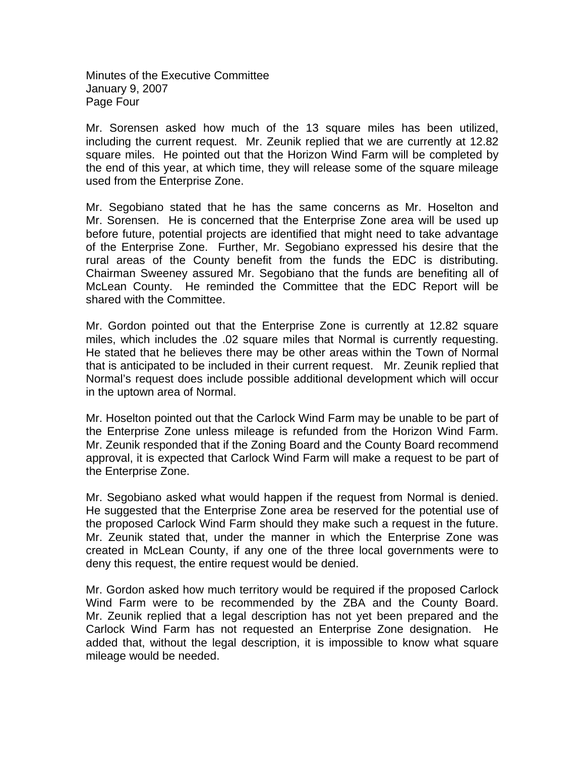Mr. Sorensen asked how much of the 13 square miles has been utilized, including the current request. Mr. Zeunik replied that we are currently at 12.82 square miles. He pointed out that the Horizon Wind Farm will be completed by the end of this year, at which time, they will release some of the square mileage used from the Enterprise Zone.

Mr. Segobiano stated that he has the same concerns as Mr. Hoselton and Mr. Sorensen. He is concerned that the Enterprise Zone area will be used up before future, potential projects are identified that might need to take advantage of the Enterprise Zone. Further, Mr. Segobiano expressed his desire that the rural areas of the County benefit from the funds the EDC is distributing. Chairman Sweeney assured Mr. Segobiano that the funds are benefiting all of McLean County. He reminded the Committee that the EDC Report will be shared with the Committee.

Mr. Gordon pointed out that the Enterprise Zone is currently at 12.82 square miles, which includes the .02 square miles that Normal is currently requesting. He stated that he believes there may be other areas within the Town of Normal that is anticipated to be included in their current request. Mr. Zeunik replied that Normal's request does include possible additional development which will occur in the uptown area of Normal.

Mr. Hoselton pointed out that the Carlock Wind Farm may be unable to be part of the Enterprise Zone unless mileage is refunded from the Horizon Wind Farm. Mr. Zeunik responded that if the Zoning Board and the County Board recommend approval, it is expected that Carlock Wind Farm will make a request to be part of the Enterprise Zone.

Mr. Segobiano asked what would happen if the request from Normal is denied. He suggested that the Enterprise Zone area be reserved for the potential use of the proposed Carlock Wind Farm should they make such a request in the future. Mr. Zeunik stated that, under the manner in which the Enterprise Zone was created in McLean County, if any one of the three local governments were to deny this request, the entire request would be denied.

Mr. Gordon asked how much territory would be required if the proposed Carlock Wind Farm were to be recommended by the ZBA and the County Board. Mr. Zeunik replied that a legal description has not yet been prepared and the Carlock Wind Farm has not requested an Enterprise Zone designation. He added that, without the legal description, it is impossible to know what square mileage would be needed.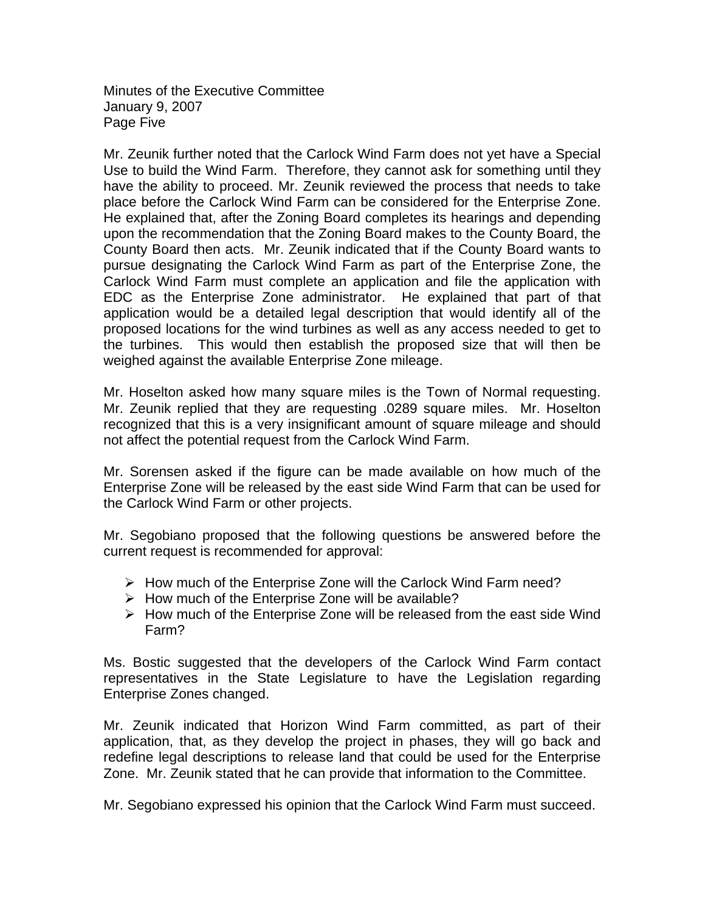Mr. Zeunik further noted that the Carlock Wind Farm does not yet have a Special Use to build the Wind Farm. Therefore, they cannot ask for something until they have the ability to proceed. Mr. Zeunik reviewed the process that needs to take place before the Carlock Wind Farm can be considered for the Enterprise Zone. He explained that, after the Zoning Board completes its hearings and depending upon the recommendation that the Zoning Board makes to the County Board, the County Board then acts. Mr. Zeunik indicated that if the County Board wants to pursue designating the Carlock Wind Farm as part of the Enterprise Zone, the Carlock Wind Farm must complete an application and file the application with EDC as the Enterprise Zone administrator. He explained that part of that application would be a detailed legal description that would identify all of the proposed locations for the wind turbines as well as any access needed to get to the turbines. This would then establish the proposed size that will then be weighed against the available Enterprise Zone mileage.

Mr. Hoselton asked how many square miles is the Town of Normal requesting. Mr. Zeunik replied that they are requesting .0289 square miles. Mr. Hoselton recognized that this is a very insignificant amount of square mileage and should not affect the potential request from the Carlock Wind Farm.

Mr. Sorensen asked if the figure can be made available on how much of the Enterprise Zone will be released by the east side Wind Farm that can be used for the Carlock Wind Farm or other projects.

Mr. Segobiano proposed that the following questions be answered before the current request is recommended for approval:

- How much of the Enterprise Zone will the Carlock Wind Farm need?
- How much of the Enterprise Zone will be available?
- How much of the Enterprise Zone will be released from the east side Wind Farm?

Ms. Bostic suggested that the developers of the Carlock Wind Farm contact representatives in the State Legislature to have the Legislation regarding Enterprise Zones changed.

Mr. Zeunik indicated that Horizon Wind Farm committed, as part of their application, that, as they develop the project in phases, they will go back and redefine legal descriptions to release land that could be used for the Enterprise Zone. Mr. Zeunik stated that he can provide that information to the Committee.

Mr. Segobiano expressed his opinion that the Carlock Wind Farm must succeed.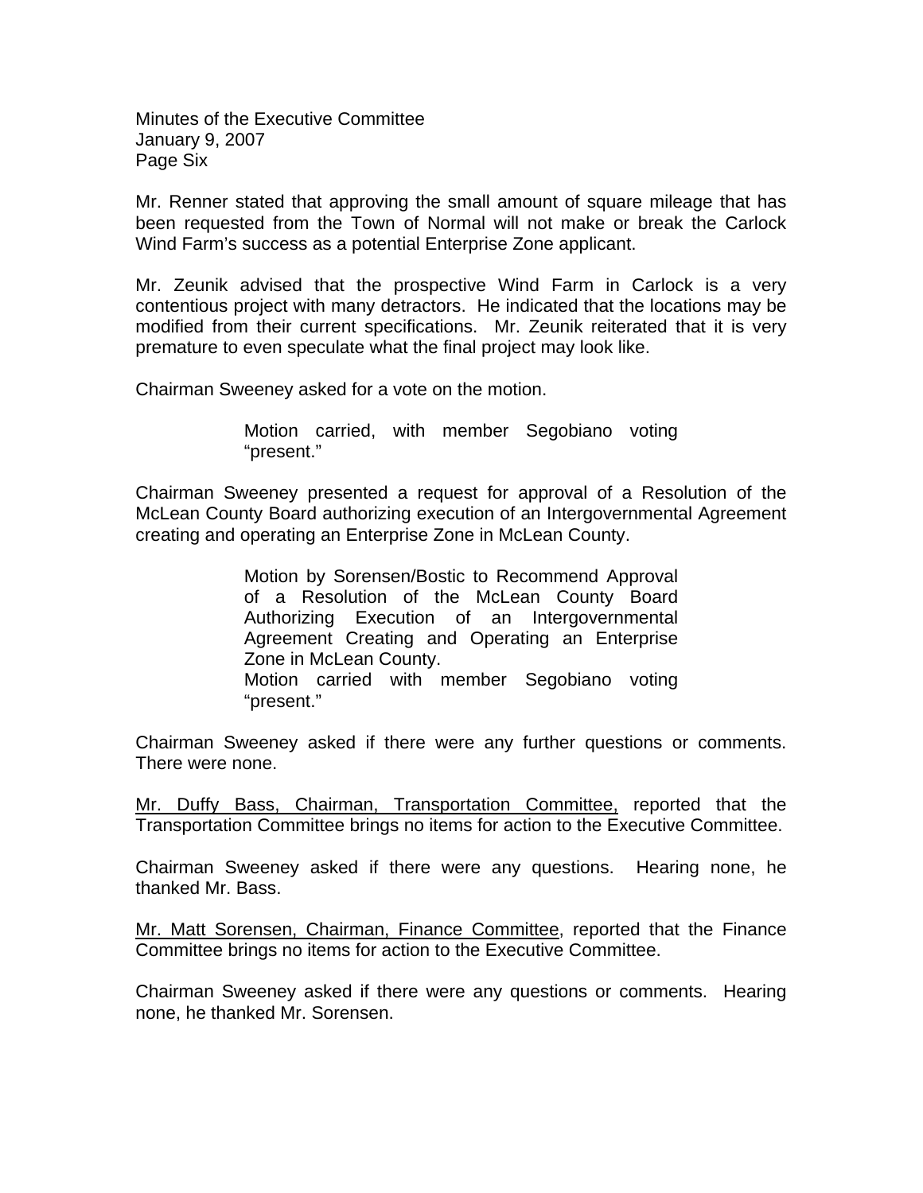Mr. Renner stated that approving the small amount of square mileage that has been requested from the Town of Normal will not make or break the Carlock Wind Farm's success as a potential Enterprise Zone applicant.

Mr. Zeunik advised that the prospective Wind Farm in Carlock is a very contentious project with many detractors. He indicated that the locations may be modified from their current specifications. Mr. Zeunik reiterated that it is very premature to even speculate what the final project may look like.

Chairman Sweeney asked for a vote on the motion.

> Motion carried, with member Segobiano voting "present."

Chairman Sweeney presented a request for approval of a Resolution of the McLean County Board authorizing execution of an Intergovernmental Agreement creating and operating an Enterprise Zone in McLean County.

> Motion by Sorensen/Bostic to Recommend Approval of a Resolution of the McLean County Board Authorizing Execution of an Intergovernmental Agreement Creating and Operating an Enterprise Zone in McLean County.
> Motion carried with member Segobiano voting "present."

Chairman Sweeney asked if there were any further questions or comments. There were none.

<u>Mr. Duffy Bass, Chairman, Transportation Committee,</u> reported that the Transportation Committee brings no items for action to the Executive Committee.

Chairman Sweeney asked if there were any questions. Hearing none, he thanked Mr. Bass.

<u>Mr. Matt Sorensen, Chairman, Finance Committee</u>, reported that the Finance Committee brings no items for action to the Executive Committee.

Chairman Sweeney asked if there were any questions or comments. Hearing none, he thanked Mr. Sorensen.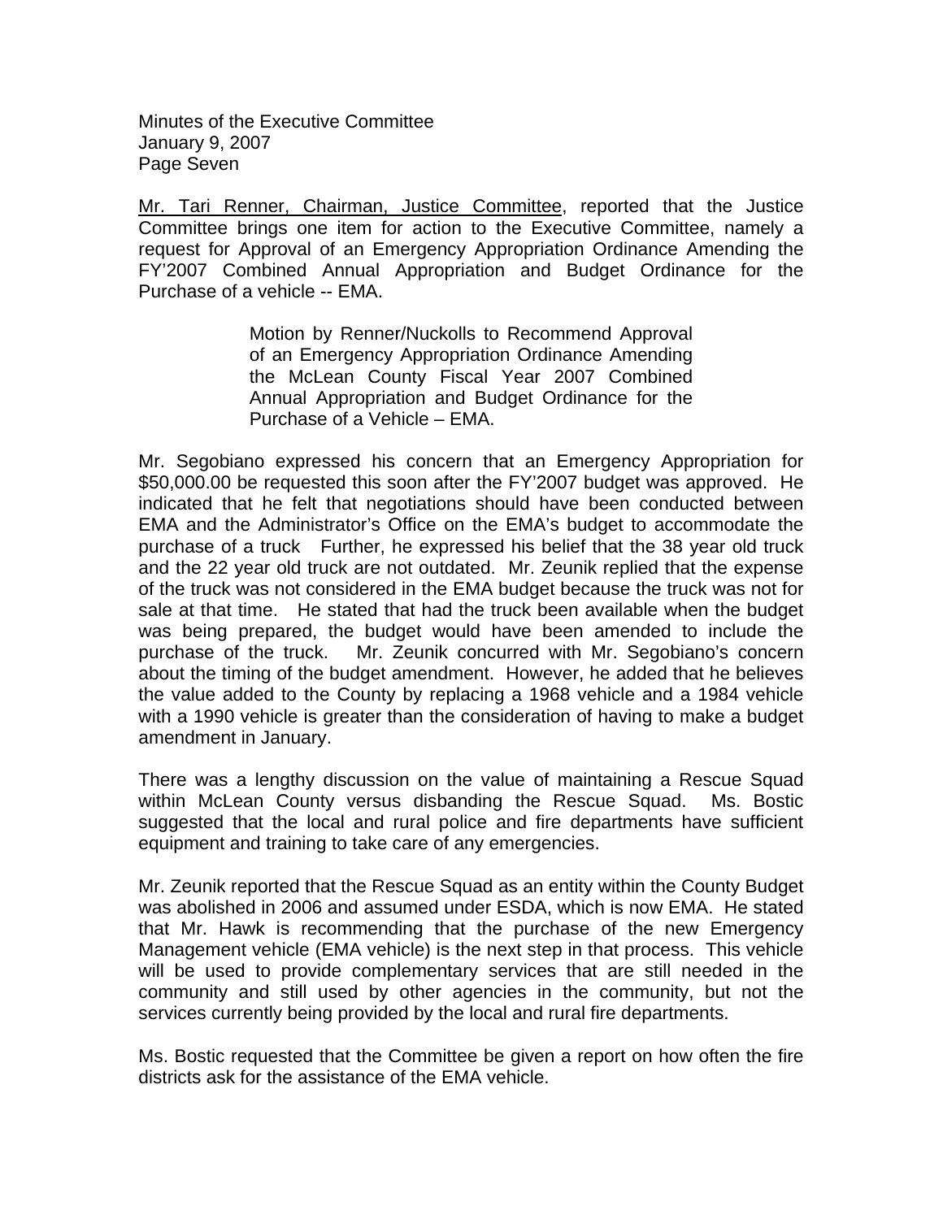Mr. Tari Renner, Chairman, Justice Committee, reported that the Justice Committee brings one item for action to the Executive Committee, namely a request for Approval of an Emergency Appropriation Ordinance Amending the FY'2007 Combined Annual Appropriation and Budget Ordinance for the Purchase of a vehicle -- EMA.

> Motion by Renner/Nuckolls to Recommend Approval of an Emergency Appropriation Ordinance Amending the McLean County Fiscal Year 2007 Combined Annual Appropriation and Budget Ordinance for the Purchase of a Vehicle – EMA.

Mr. Segobiano expressed his concern that an Emergency Appropriation for $50,000.00 be requested this soon after the FY'2007 budget was approved. He indicated that he felt that negotiations should have been conducted between EMA and the Administrator's Office on the EMA's budget to accommodate the purchase of a truck Further, he expressed his belief that the 38 year old truck and the 22 year old truck are not outdated. Mr. Zeunik replied that the expense of the truck was not considered in the EMA budget because the truck was not for sale at that time. He stated that had the truck been available when the budget was being prepared, the budget would have been amended to include the purchase of the truck. Mr. Zeunik concurred with Mr. Segobiano's concern about the timing of the budget amendment. However, he added that he believes the value added to the County by replacing a 1968 vehicle and a 1984 vehicle with a 1990 vehicle is greater than the consideration of having to make a budget amendment in January.

There was a lengthy discussion on the value of maintaining a Rescue Squad within McLean County versus disbanding the Rescue Squad. Ms. Bostic suggested that the local and rural police and fire departments have sufficient equipment and training to take care of any emergencies.

Mr. Zeunik reported that the Rescue Squad as an entity within the County Budget was abolished in 2006 and assumed under ESDA, which is now EMA. He stated that Mr. Hawk is recommending that the purchase of the new Emergency Management vehicle (EMA vehicle) is the next step in that process. This vehicle will be used to provide complementary services that are still needed in the community and still used by other agencies in the community, but not the services currently being provided by the local and rural fire departments.

Ms. Bostic requested that the Committee be given a report on how often the fire districts ask for the assistance of the EMA vehicle.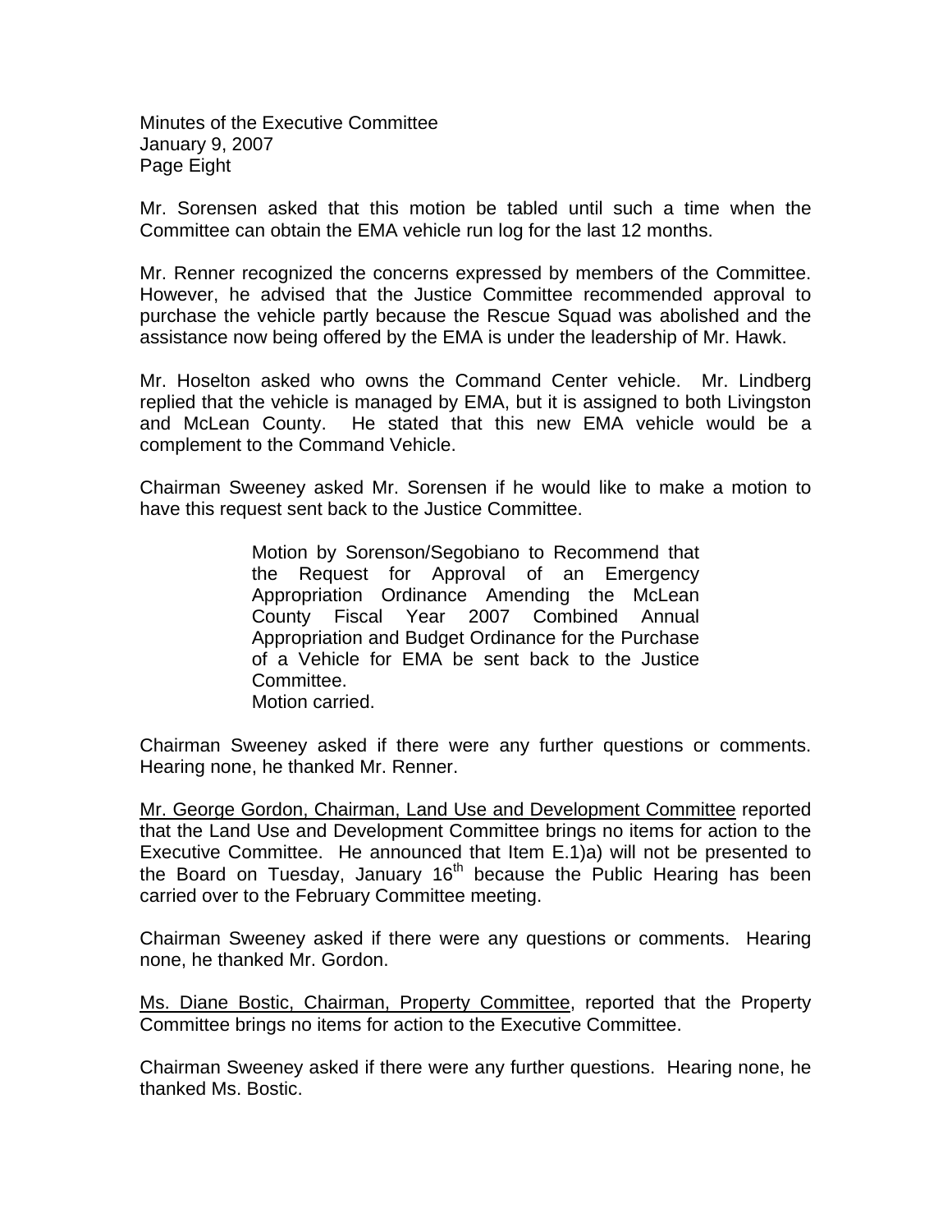Mr. Sorensen asked that this motion be tabled until such a time when the Committee can obtain the EMA vehicle run log for the last 12 months.

Mr. Renner recognized the concerns expressed by members of the Committee. However, he advised that the Justice Committee recommended approval to purchase the vehicle partly because the Rescue Squad was abolished and the assistance now being offered by the EMA is under the leadership of Mr. Hawk.

Mr. Hoselton asked who owns the Command Center vehicle. Mr. Lindberg replied that the vehicle is managed by EMA, but it is assigned to both Livingston and McLean County. He stated that this new EMA vehicle would be a complement to the Command Vehicle.

Chairman Sweeney asked Mr. Sorensen if he would like to make a motion to have this request sent back to the Justice Committee.

> Motion by Sorenson/Segobiano to Recommend that the Request for Approval of an Emergency Appropriation Ordinance Amending the McLean County Fiscal Year 2007 Combined Annual Appropriation and Budget Ordinance for the Purchase of a Vehicle for EMA be sent back to the Justice Committee.
> Motion carried.

Chairman Sweeney asked if there were any further questions or comments. Hearing none, he thanked Mr. Renner.

Mr. George Gordon, Chairman, Land Use and Development Committee reported that the Land Use and Development Committee brings no items for action to the Executive Committee. He announced that Item E.1)a) will not be presented to the Board on Tuesday, January 16th because the Public Hearing has been carried over to the February Committee meeting.

Chairman Sweeney asked if there were any questions or comments. Hearing none, he thanked Mr. Gordon.

Ms. Diane Bostic, Chairman, Property Committee, reported that the Property Committee brings no items for action to the Executive Committee.

Chairman Sweeney asked if there were any further questions. Hearing none, he thanked Ms. Bostic.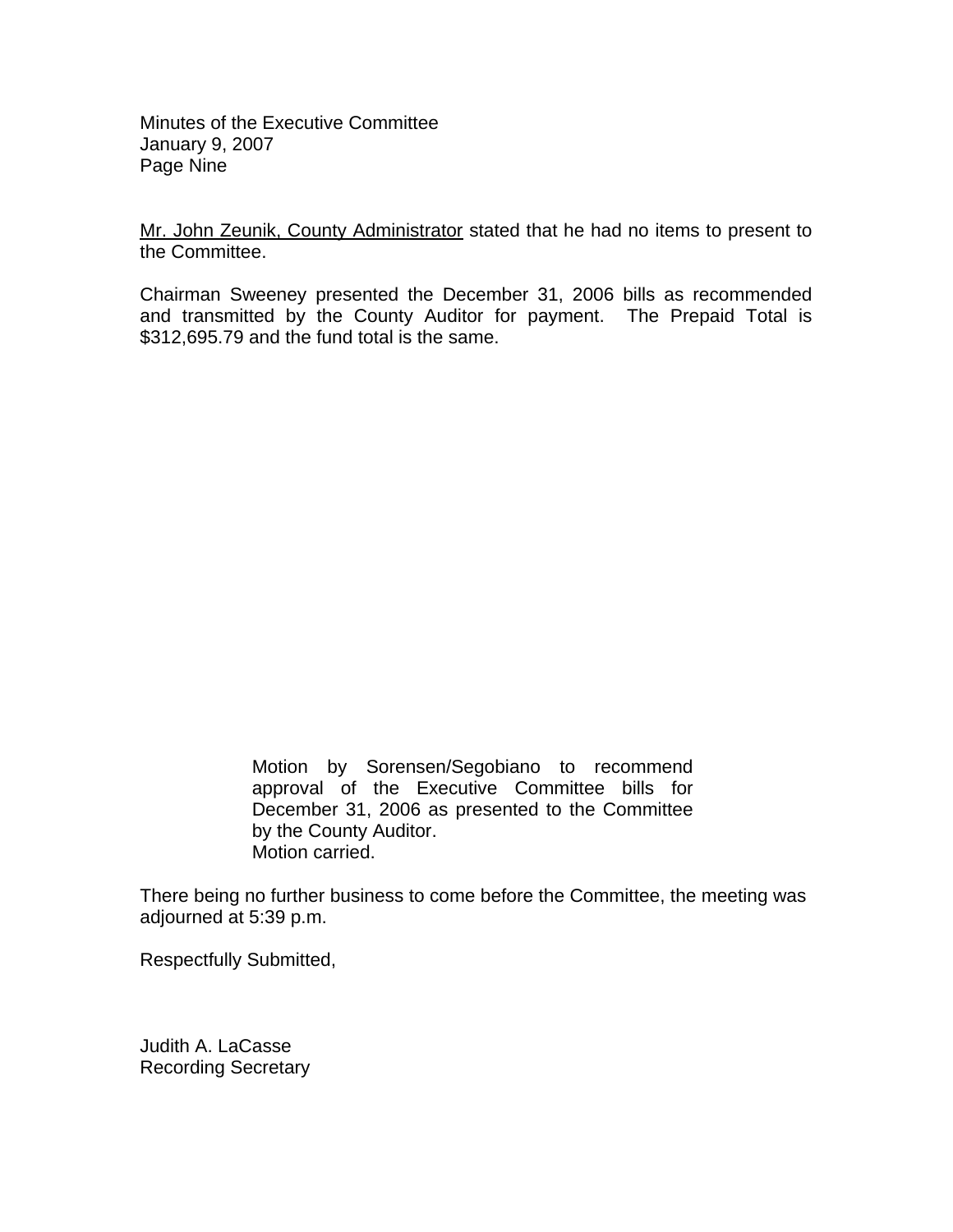Mr. John Zeunik, County Administrator stated that he had no items to present to the Committee.

Chairman Sweeney presented the December 31, 2006 bills as recommended and transmitted by the County Auditor for payment. The Prepaid Total is $312,695.79 and the fund total is the same.

> Motion by Sorensen/Segobiano to recommend approval of the Executive Committee bills for December 31, 2006 as presented to the Committee by the County Auditor.
> Motion carried.

There being no further business to come before the Committee, the meeting was adjourned at 5:39 p.m.

Respectfully Submitted,

Judith A. LaCasse
Recording Secretary